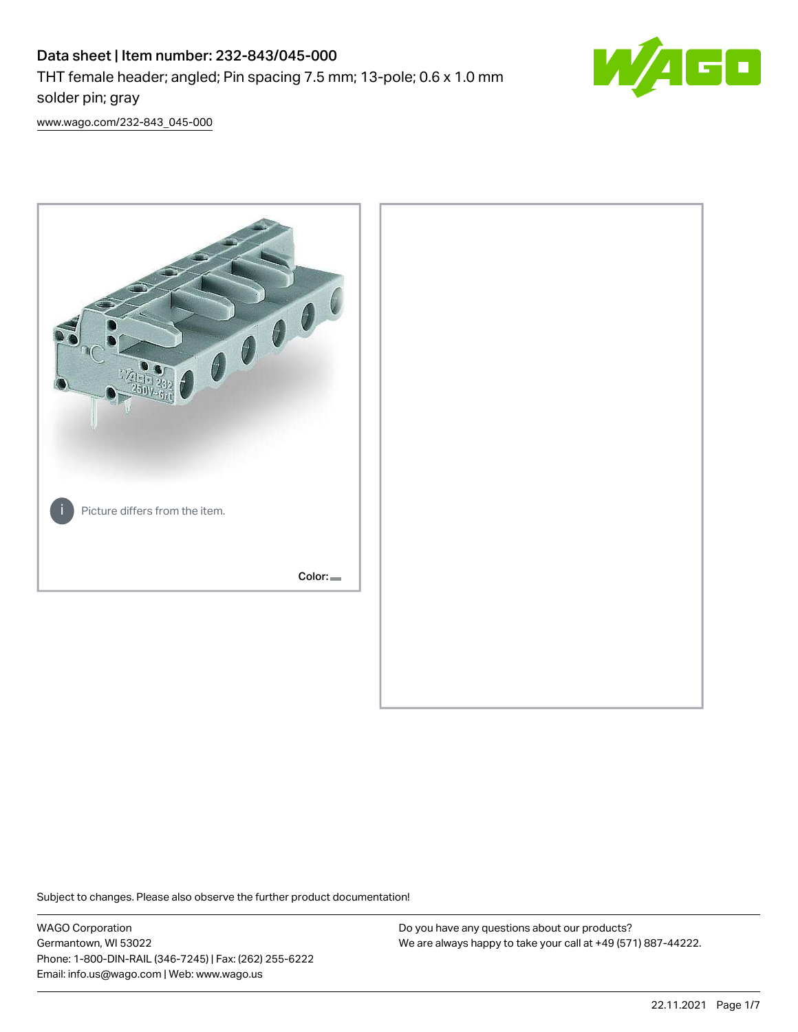# Data sheet | Item number: 232-843/045-000

THT female header; angled; Pin spacing 7.5 mm; 13-pole; 0.6 x 1.0 mm solder pin; gray

www.wago.com/232-843_045-000

Picture differs from the item.

Color:

Subject to changes. Please also observe the further product documentation!

WAGO Corporation
Germantown, WI 53022
Phone: 1-800-DIN-RAIL (346-7245) | Fax: (262) 255-6222
Email: info.us@wago.com | Web: www.wago.us

Do you have any questions about our products?
We are always happy to take your call at +49 (571) 887-44222.

22.11.2021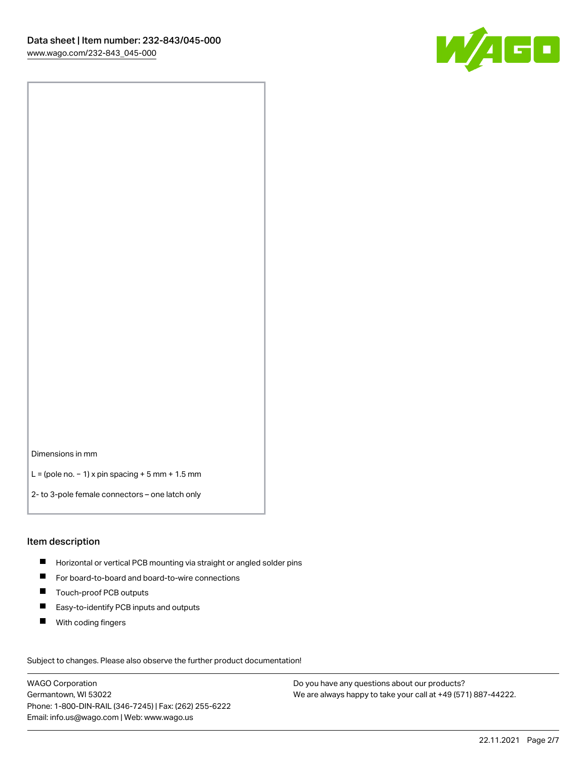Dimensions in mm

L = (pole no. − 1) x pin spacing + 5 mm + 1.5 mm

2- to 3-pole female connectors – one latch only

## Item description

- Horizontal or vertical PCB mounting via straight or angled solder pins
- For board-to-board and board-to-wire connections
- Touch-proof PCB outputs
- Easy-to-identify PCB inputs and outputs
- With coding fingers

Subject to changes. Please also observe the further product documentation!

WAGO Corporation
Germantown, WI 53022
Phone: 1-800-DIN-RAIL (346-7245) | Fax: (262) 255-6222
Email: info.us@wago.com | Web: www.wago.us

Do you have any questions about our products?
We are always happy to take your call at +49 (571) 887-44222.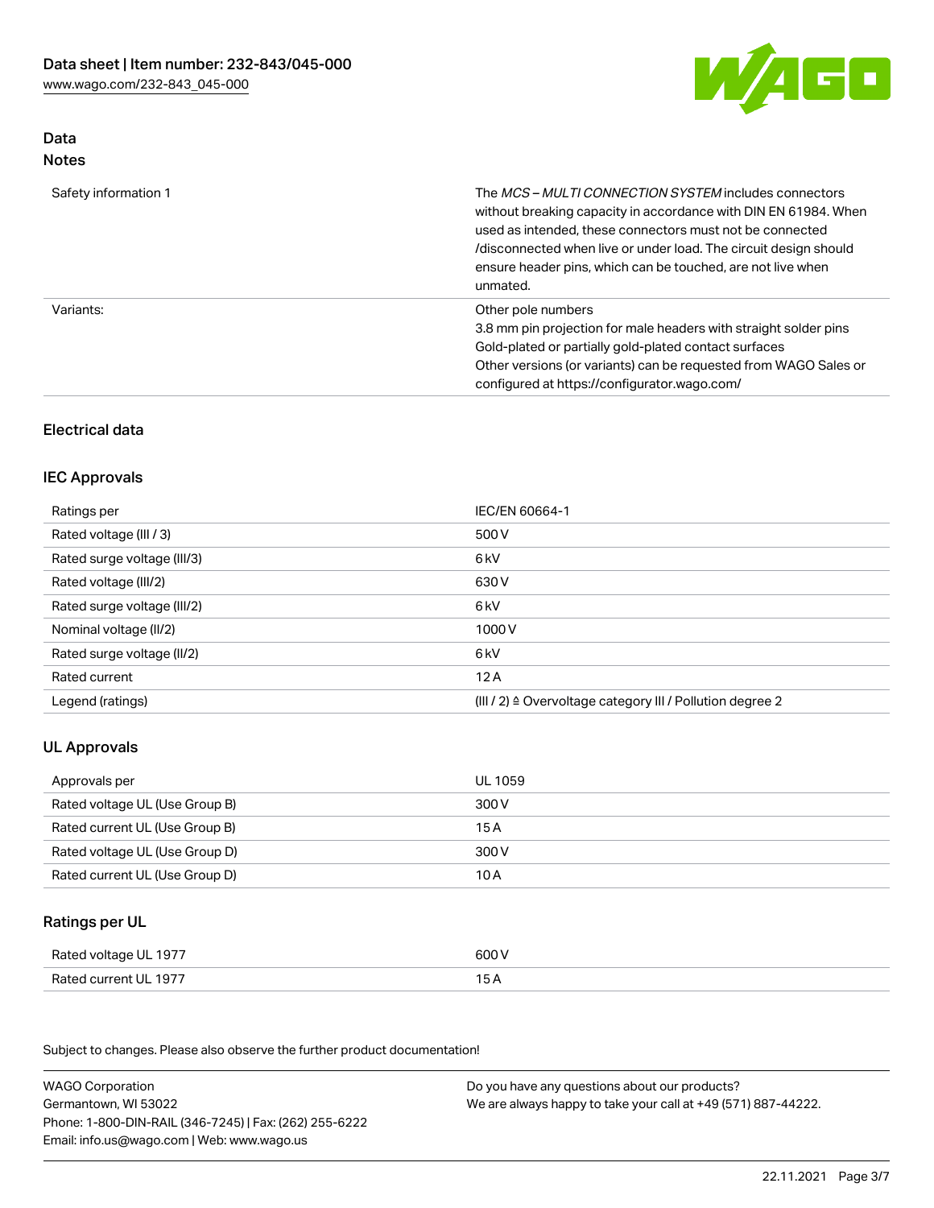## Data

### Notes

| | |
|---|---|
| Safety information 1 | The *MCS – MULTI CONNECTION SYSTEM* includes connectors without breaking capacity in accordance with DIN EN 61984. When used as intended, these connectors must not be connected /disconnected when live or under load. The circuit design should ensure header pins, which can be touched, are not live when unmated. |
| Variants: | Other pole numbers<br>3.8 mm pin projection for male headers with straight solder pins<br>Gold-plated or partially gold-plated contact surfaces<br>Other versions (or variants) can be requested from WAGO Sales or configured at https://configurator.wago.com/ |

## Electrical data

### IEC Approvals

| | |
|---|---|
| Ratings per | IEC/EN 60664-1 |
| Rated voltage (III / 3) | 500 V |
| Rated surge voltage (III/3) | 6 kV |
| Rated voltage (III/2) | 630 V |
| Rated surge voltage (III/2) | 6 kV |
| Nominal voltage (II/2) | 1000 V |
| Rated surge voltage (II/2) | 6 kV |
| Rated current | 12 A |
| Legend (ratings) | (III / 2) ≙ Overvoltage category III / Pollution degree 2 |

### UL Approvals

| | |
|---|---|
| Approvals per | UL 1059 |
| Rated voltage UL (Use Group B) | 300 V |
| Rated current UL (Use Group B) | 15 A |
| Rated voltage UL (Use Group D) | 300 V |
| Rated current UL (Use Group D) | 10 A |

### Ratings per UL

| | |
|---|---|
| Rated voltage UL 1977 | 600 V |
| Rated current UL 1977 | 15 A |

Subject to changes. Please also observe the further product documentation!

WAGO Corporation
Germantown, WI 53022
Phone: 1-800-DIN-RAIL (346-7245) | Fax: (262) 255-6222
Email: info.us@wago.com | Web: www.wago.us

Do you have any questions about our products?
We are always happy to take your call at +49 (571) 887-44222.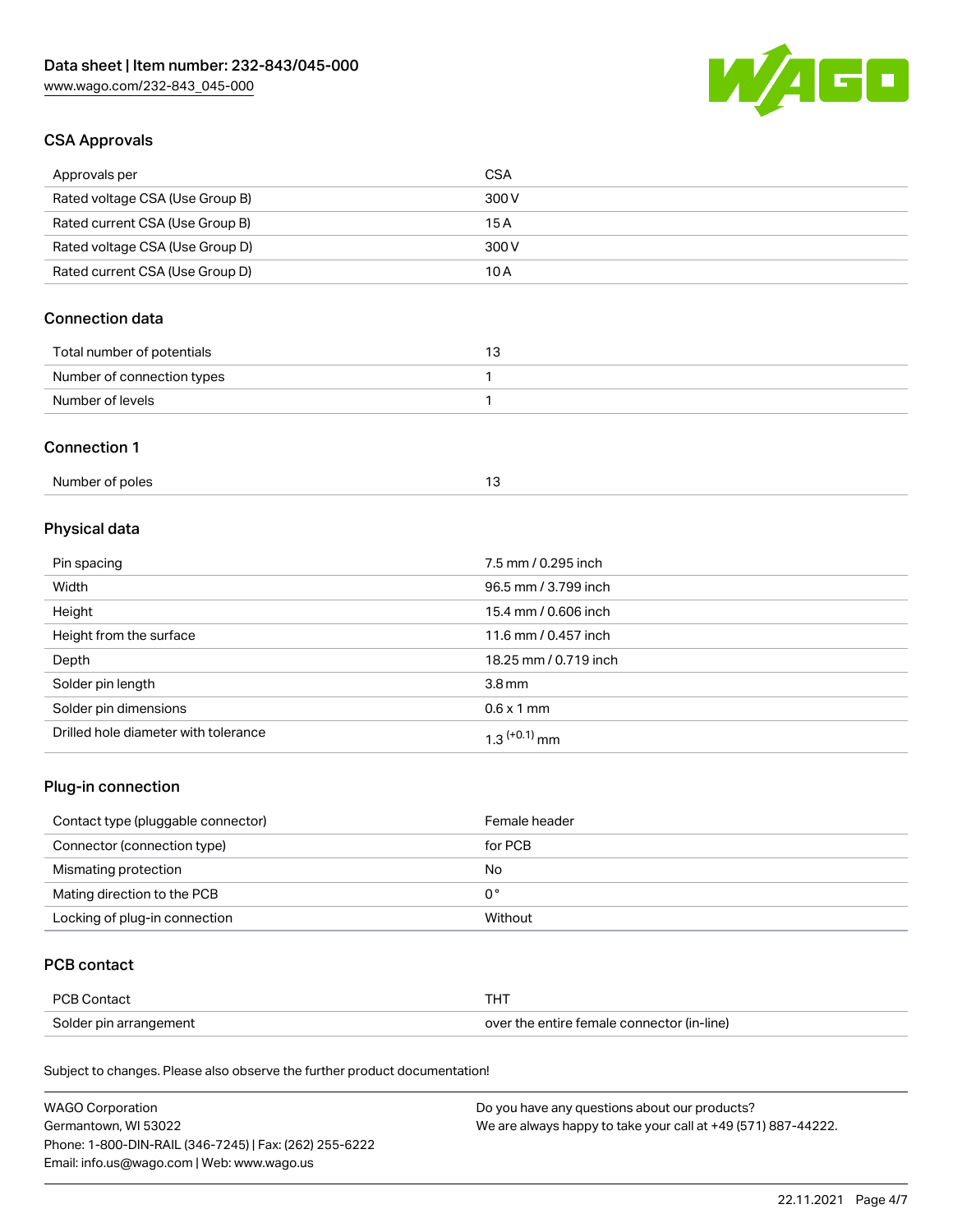## CSA Approvals

| Approvals per | CSA |
| --- | --- |
| Rated voltage CSA (Use Group B) | 300 V |
| Rated current CSA (Use Group B) | 15 A |
| Rated voltage CSA (Use Group D) | 300 V |
| Rated current CSA (Use Group D) | 10 A |

## Connection data

| Total number of potentials | 13 |
| --- | --- |
| Number of connection types | 1 |
| Number of levels | 1 |

## Connection 1

| Number of poles | 13 |
| --- | --- |

## Physical data

| Pin spacing | 7.5 mm / 0.295 inch |
| --- | --- |
| Width | 96.5 mm / 3.799 inch |
| Height | 15.4 mm / 0.606 inch |
| Height from the surface | 11.6 mm / 0.457 inch |
| Depth | 18.25 mm / 0.719 inch |
| Solder pin length | 3.8 mm |
| Solder pin dimensions | 0.6 x 1 mm |
| Drilled hole diameter with tolerance | $1.3^{(+0.1)}$ mm |

## Plug-in connection

| Contact type (pluggable connector) | Female header |
| --- | --- |
| Connector (connection type) | for PCB |
| Mismatching protection | No |
| Mating direction to the PCB | 0 ° |
| Locking of plug-in connection | Without |

## PCB contact

| PCB Contact | THT |
| --- | --- |
| Solder pin arrangement | over the entire female connector (in-line) |

Subject to changes. Please also observe the further product documentation!

WAGO Corporation
Germantown, WI 53022
Phone: 1-800-DIN-RAIL (346-7245) | Fax: (262) 255-6222
Email: info.us@wago.com | Web: www.wago.us

Do you have any questions about our products?
We are always happy to take your call at +49 (571) 887-44222.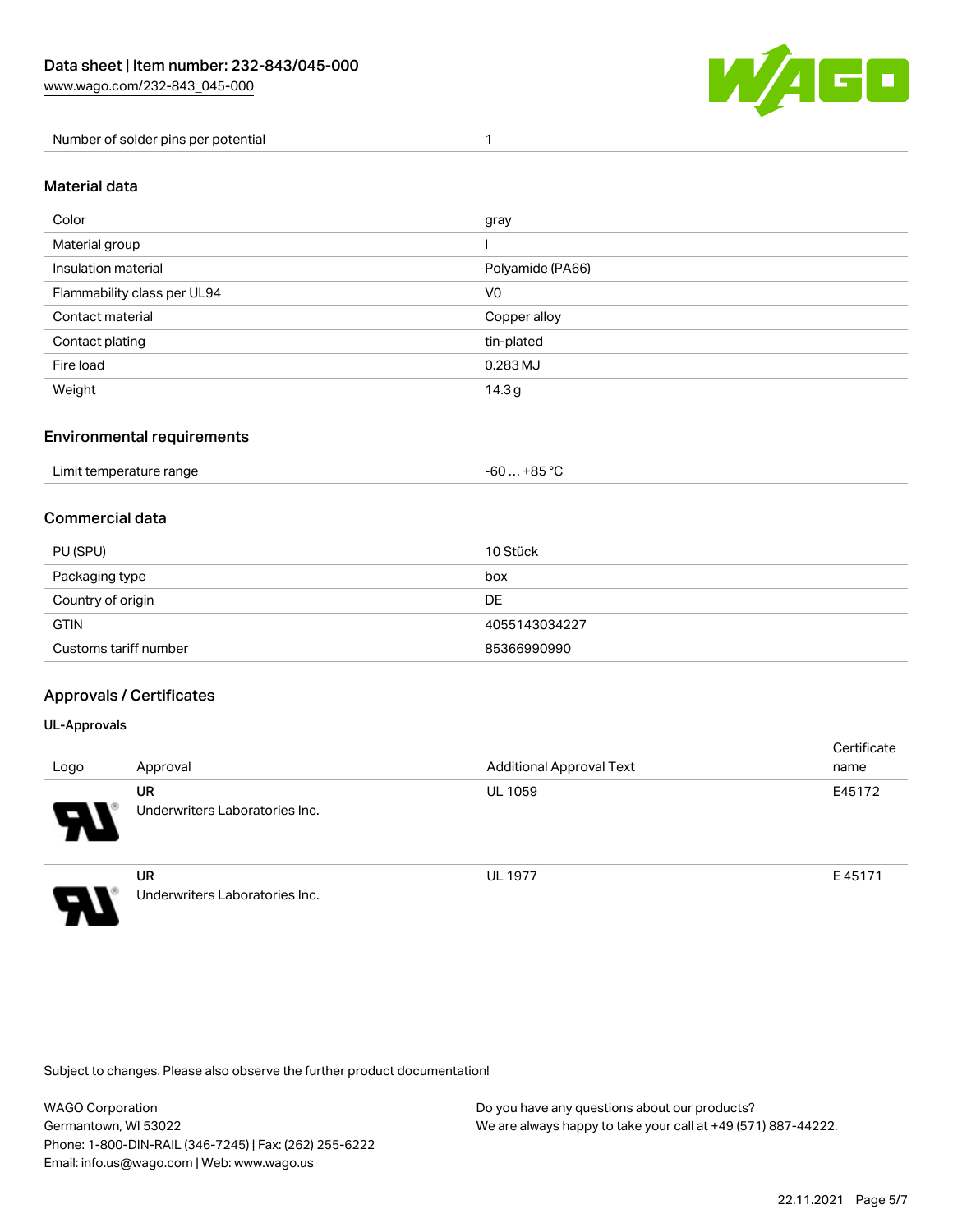| Number of solder pins per potential | 1 |
| --- | --- |

## Material data

| Color | gray |
| --- | --- |
| Material group | I |
| Insulation material | Polyamide (PA66) |
| Flammability class per UL94 | V0 |
| Contact material | Copper alloy |
| Contact plating | tin-plated |
| Fire load | 0.283 MJ |
| Weight | 14.3 g |

## Environmental requirements

| Limit temperature range | -60 … +85 °C |
| --- | --- |

## Commercial data

| PU (SPU) | 10 Stück |
| --- | --- |
| Packaging type | box |
| Country of origin | DE |
| GTIN | 4055143034227 |
| Customs tariff number | 85366990990 |

## Approvals / Certificates

### UL-Approvals

| Logo | Approval | Additional Approval Text | Certificate name |
| --- | --- | --- | --- |
| | **UR** Underwriters Laboratories Inc. | UL 1059 | E45172 |
| | **UR** Underwriters Laboratories Inc. | UL 1977 | E 45171 |

Subject to changes. Please also observe the further product documentation!

WAGO Corporation
Germantown, WI 53022
Phone: 1-800-DIN-RAIL (346-7245) | Fax: (262) 255-6222
Email: info.us@wago.com | Web: www.wago.us

Do you have any questions about our products?
We are always happy to take your call at +49 (571) 887-44222.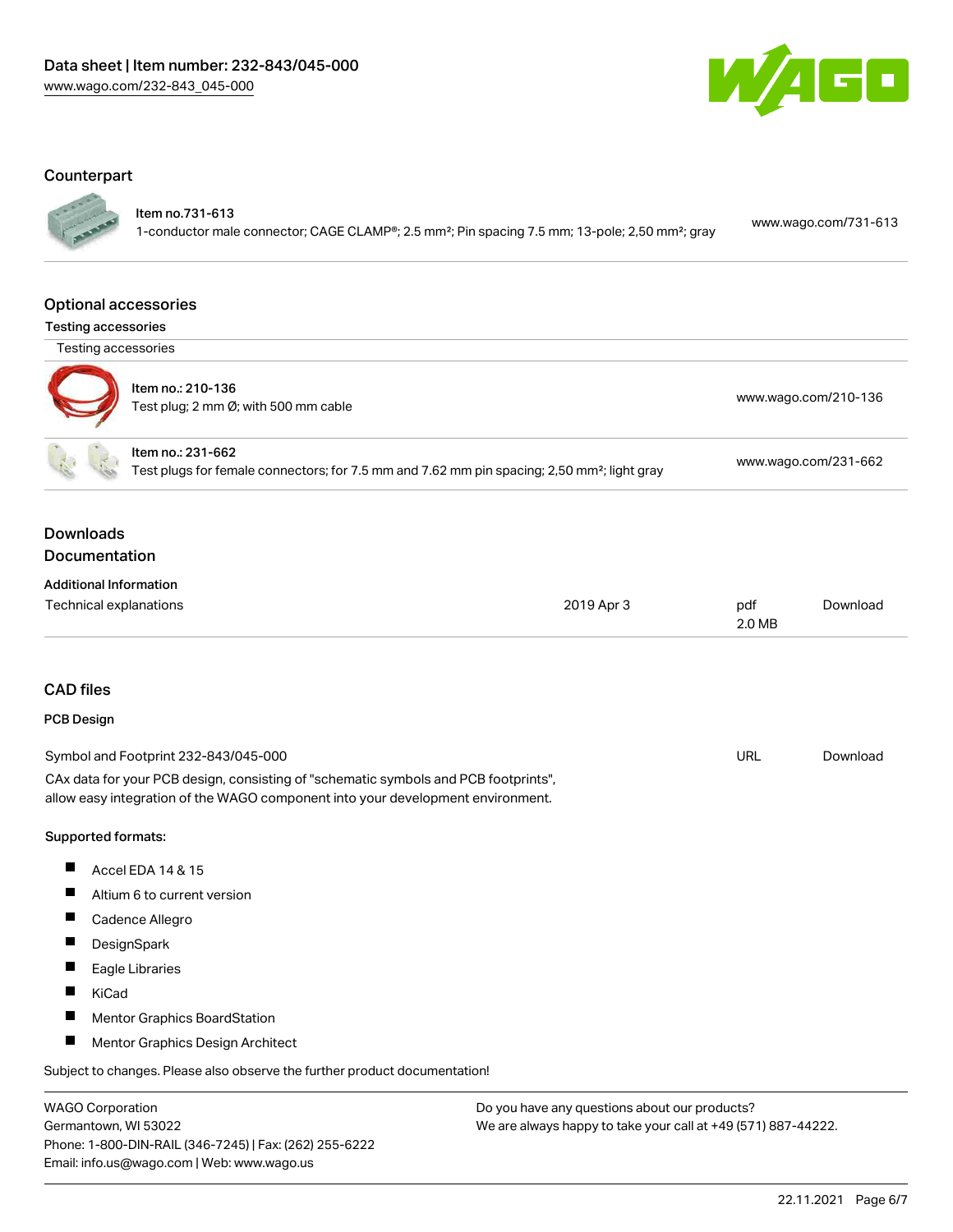# Data sheet | Item number: 232-843/045-000

www.wago.com/232-843_045-000

## Counterpart

| | |
|---|---|
| Item no.731-613<br>1-conductor male connector; CAGE CLAMP®; 2.5 mm²; Pin spacing 7.5 mm; 13-pole; 2,50 mm²; gray | www.wago.com/731-613 |

## Optional accessories

### Testing accessories

Testing accessories

| | |
|---|---|
| Item no.: 210-136<br>Test plug; 2 mm Ø; with 500 mm cable | www.wago.com/210-136 |
| Item no.: 231-662<br>Test plugs for female connectors; for 7.5 mm and 7.62 mm pin spacing; 2,50 mm²; light gray | www.wago.com/231-662 |

## Downloads

## Documentation

### Additional Information

| | | | |
|---|---|---|---|
| Technical explanations | 2019 Apr 3 | pdf<br>2.0 MB | Download |

## CAD files

### PCB Design

| | | |
|---|---|---|
| Symbol and Footprint 232-843/045-000 | URL | Download |

CAx data for your PCB design, consisting of "schematic symbols and PCB footprints", allow easy integration of the WAGO component into your development environment.

**Supported formats:**

- Accel EDA 14 & 15
- Altium 6 to current version
- Cadence Allegro
- DesignSpark
- Eagle Libraries
- KiCad
- Mentor Graphics BoardStation
- Mentor Graphics Design Architect

Subject to changes. Please also observe the further product documentation!

WAGO Corporation
Germantown, WI 53022
Phone: 1-800-DIN-RAIL (346-7245) | Fax: (262) 255-6222
Email: info.us@wago.com | Web: www.wago.us

Do you have any questions about our products?
We are always happy to take your call at +49 (571) 887-44222.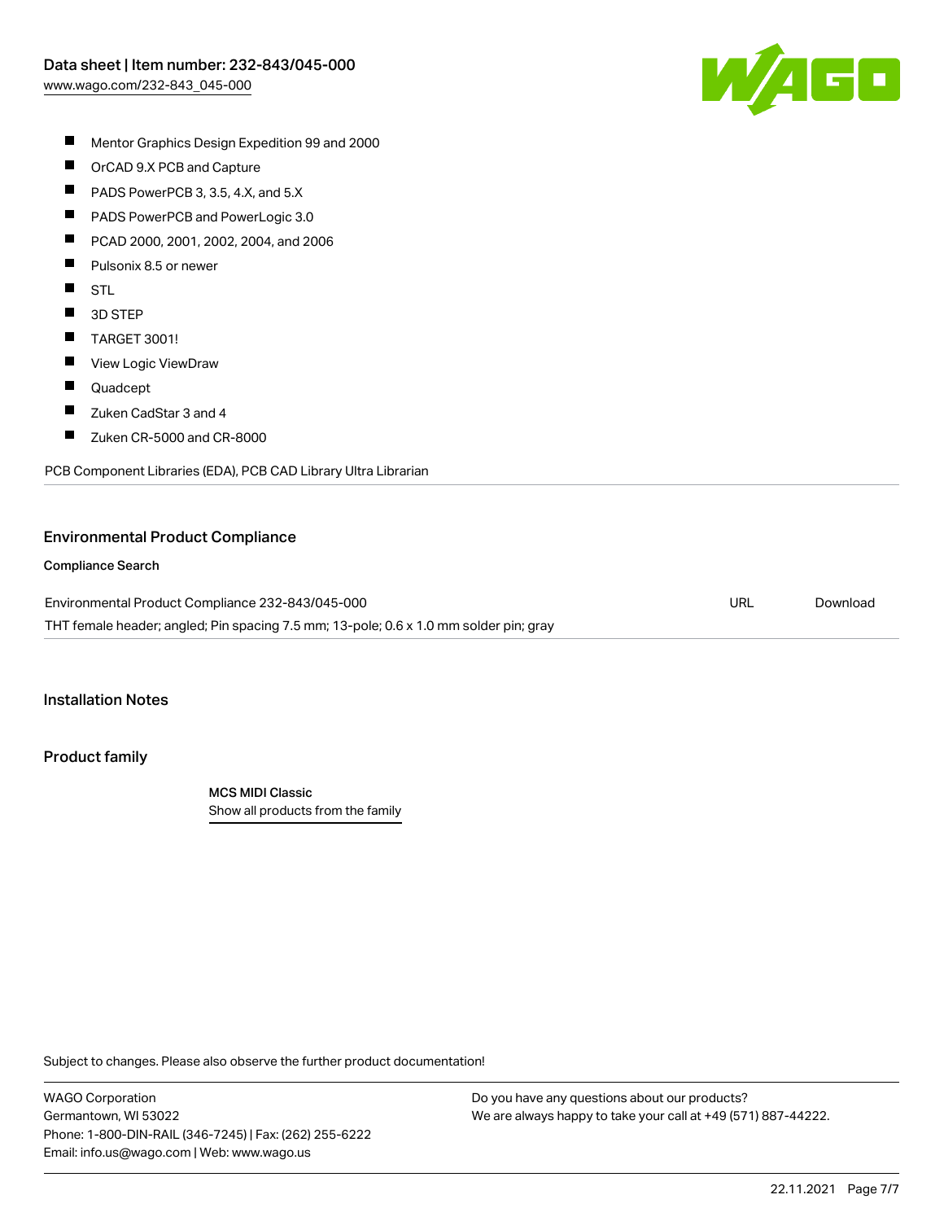- Mentor Graphics Design Expedition 99 and 2000
- OrCAD 9.X PCB and Capture
- PADS PowerPCB 3, 3.5, 4.X, and 5.X
- PADS PowerPCB and PowerLogic 3.0
- PCAD 2000, 2001, 2002, 2004, and 2006
- Pulsonix 8.5 or newer
- STL
- 3D STEP
- TARGET 3001!
- View Logic ViewDraw
- Quadcept
- Zuken CadStar 3 and 4
- Zuken CR-5000 and CR-8000

PCB Component Libraries (EDA), PCB CAD Library Ultra Librarian

## Environmental Product Compliance

### Compliance Search

| | | |
|---|---|---|
| Environmental Product Compliance 232-843/045-000<br>THT female header; angled; Pin spacing 7.5 mm; 13-pole; 0.6 x 1.0 mm solder pin; gray | URL | Download |

## Installation Notes

## Product family

**MCS MIDI Classic**
Show all products from the family

Subject to changes. Please also observe the further product documentation!

WAGO Corporation
Germantown, WI 53022
Phone: 1-800-DIN-RAIL (346-7245) | Fax: (262) 255-6222
Email: info.us@wago.com | Web: www.wago.us

Do you have any questions about our products?
We are always happy to take your call at +49 (571) 887-44222.